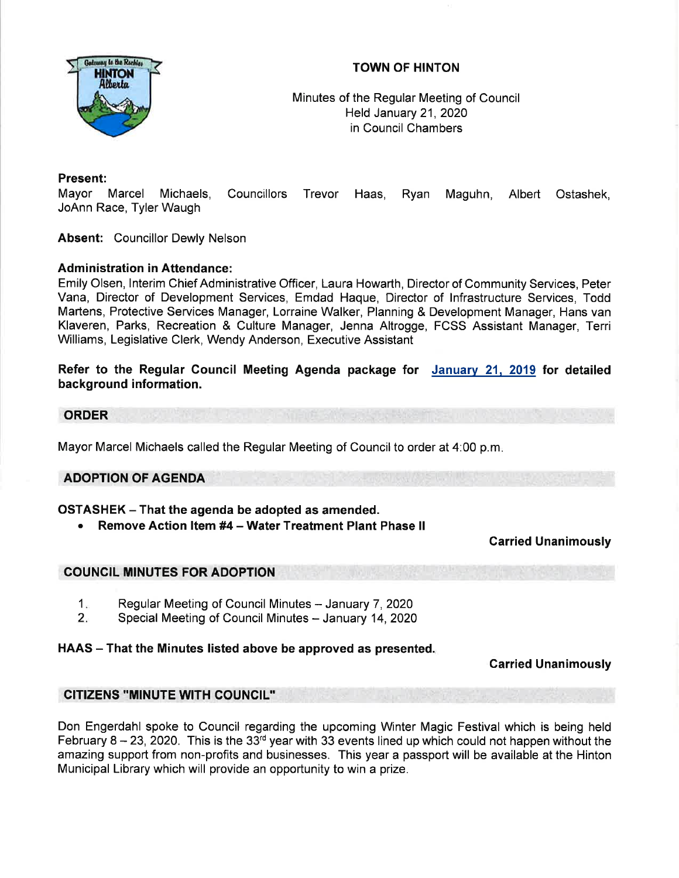# TOWN OF HINTON

Minutes of the Regular Meeting of Council
Held January 21, 2020
in Council Chambers

**Present:**
Mayor Marcel Michaels, Councillors Trevor Haas, Ryan Maguhn, Albert Ostashek, JoAnn Race, Tyler Waugh

**Absent:** Councillor Dewly Nelson

**Administration in Attendance:**
Emily Olsen, Interim Chief Administrative Officer, Laura Howarth, Director of Community Services, Peter Vana, Director of Development Services, Emdad Haque, Director of Infrastructure Services, Todd Martens, Protective Services Manager, Lorraine Walker, Planning & Development Manager, Hans van Klaveren, Parks, Recreation & Culture Manager, Jenna Altrogge, FCSS Assistant Manager, Terri Williams, Legislative Clerk, Wendy Anderson, Executive Assistant

**Refer to the Regular Council Meeting Agenda package for January 21, 2019 for detailed background information.**

## ORDER

Mayor Marcel Michaels called the Regular Meeting of Council to order at 4:00 p.m.

## ADOPTION OF AGENDA

**OSTASHEK – That the agenda be adopted as amended.**

- **Remove Action Item #4 – Water Treatment Plant Phase II**

**Carried Unanimously**

## COUNCIL MINUTES FOR ADOPTION

1. Regular Meeting of Council Minutes – January 7, 2020
2. Special Meeting of Council Minutes – January 14, 2020

**HAAS – That the Minutes listed above be approved as presented.**

**Carried Unanimously**

## CITIZENS "MINUTE WITH COUNCIL"

Don Engerdahl spoke to Council regarding the upcoming Winter Magic Festival which is being held February 8 – 23, 2020. This is the 33rd year with 33 events lined up which could not happen without the amazing support from non-profits and businesses. This year a passport will be available at the Hinton Municipal Library which will provide an opportunity to win a prize.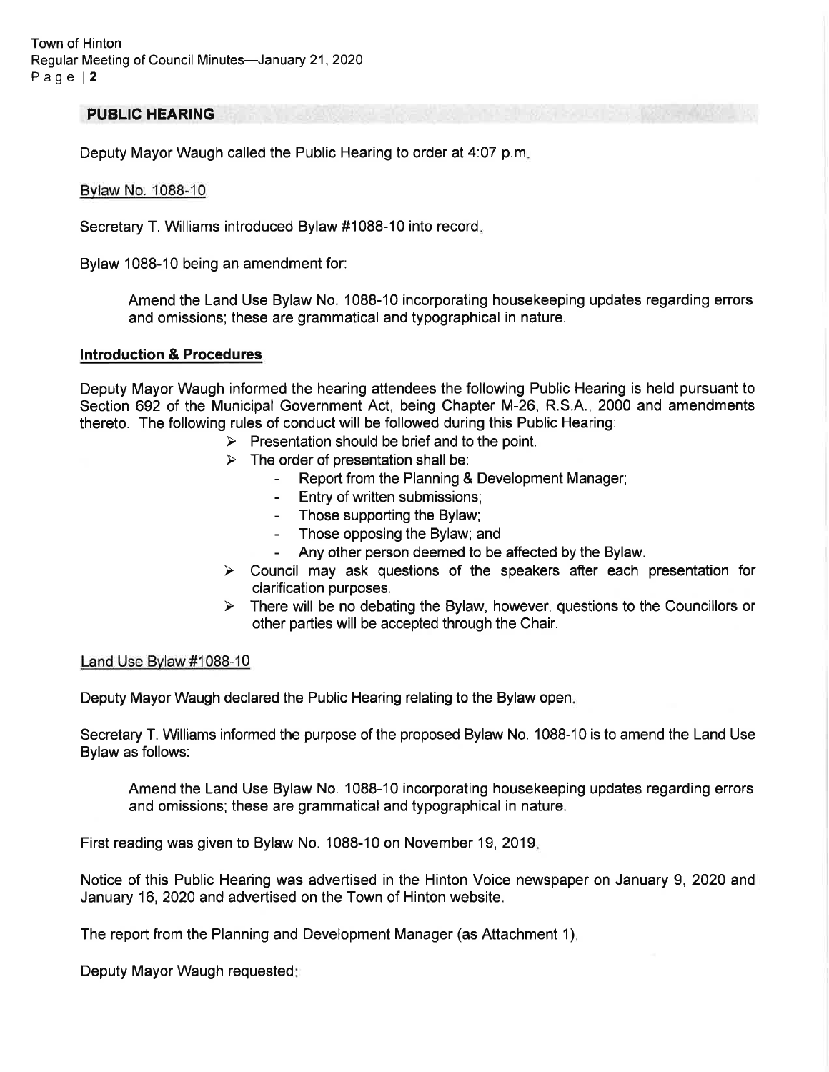## PUBLIC HEARING

Deputy Mayor Waugh called the Public Hearing to order at 4:07 p.m.

Bylaw No. 1088-10

Secretary T. Williams introduced Bylaw #1088-10 into record.

Bylaw 1088-10 being an amendment for:

> Amend the Land Use Bylaw No. 1088-10 incorporating housekeeping updates regarding errors and omissions; these are grammatical and typographical in nature.

**Introduction & Procedures**

Deputy Mayor Waugh informed the hearing attendees the following Public Hearing is held pursuant to Section 692 of the Municipal Government Act, being Chapter M-26, R.S.A., 2000 and amendments thereto. The following rules of conduct will be followed during this Public Hearing:

- Presentation should be brief and to the point.
- The order of presentation shall be:
  - Report from the Planning & Development Manager;
  - Entry of written submissions;
  - Those supporting the Bylaw;
  - Those opposing the Bylaw; and
  - Any other person deemed to be affected by the Bylaw.
- Council may ask questions of the speakers after each presentation for clarification purposes.
- There will be no debating the Bylaw, however, questions to the Councillors or other parties will be accepted through the Chair.

Land Use Bylaw #1088-10

Deputy Mayor Waugh declared the Public Hearing relating to the Bylaw open.

Secretary T. Williams informed the purpose of the proposed Bylaw No. 1088-10 is to amend the Land Use Bylaw as follows:

> Amend the Land Use Bylaw No. 1088-10 incorporating housekeeping updates regarding errors and omissions; these are grammatical and typographical in nature.

First reading was given to Bylaw No. 1088-10 on November 19, 2019.

Notice of this Public Hearing was advertised in the Hinton Voice newspaper on January 9, 2020 and January 16, 2020 and advertised on the Town of Hinton website.

The report from the Planning and Development Manager (as Attachment 1).

Deputy Mayor Waugh requested: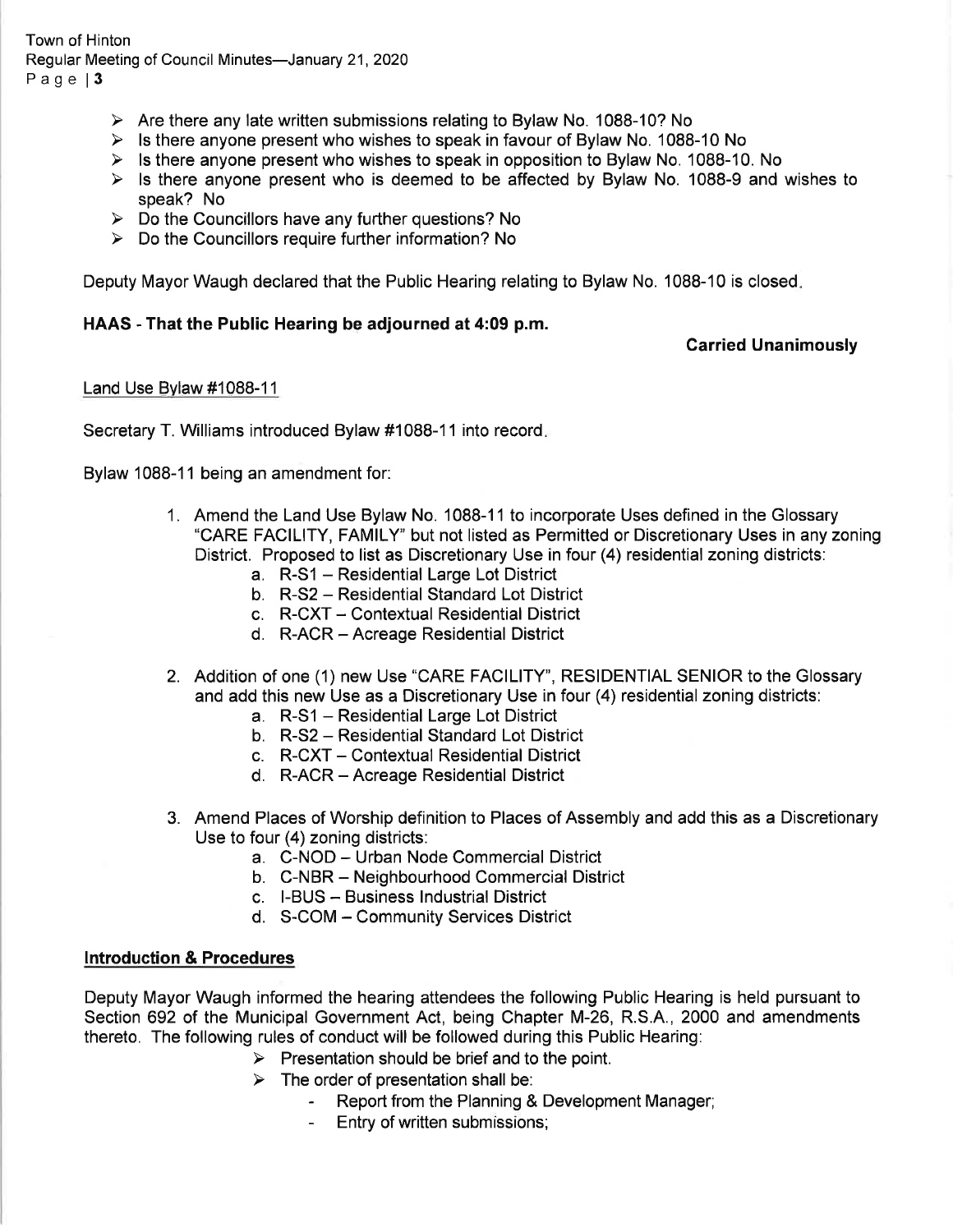- Are there any late written submissions relating to Bylaw No. 1088-10? No
- Is there anyone present who wishes to speak in favour of Bylaw No. 1088-10 No
- Is there anyone present who wishes to speak in opposition to Bylaw No. 1088-10. No
- Is there anyone present who is deemed to be affected by Bylaw No. 1088-9 and wishes to speak? No
- Do the Councillors have any further questions? No
- Do the Councillors require further information? No

Deputy Mayor Waugh declared that the Public Hearing relating to Bylaw No. 1088-10 is closed.

**HAAS - That the Public Hearing be adjourned at 4:09 p.m.**

**Carried Unanimously**

Land Use Bylaw #1088-11

Secretary T. Williams introduced Bylaw #1088-11 into record.

Bylaw 1088-11 being an amendment for:

1. Amend the Land Use Bylaw No. 1088-11 to incorporate Uses defined in the Glossary "CARE FACILITY, FAMILY" but not listed as Permitted or Discretionary Uses in any zoning District. Proposed to list as Discretionary Use in four (4) residential zoning districts:
    a. R-S1 – Residential Large Lot District
    b. R-S2 – Residential Standard Lot District
    c. R-CXT – Contextual Residential District
    d. R-ACR – Acreage Residential District

2. Addition of one (1) new Use "CARE FACILITY", RESIDENTIAL SENIOR to the Glossary and add this new Use as a Discretionary Use in four (4) residential zoning districts:
    a. R-S1 – Residential Large Lot District
    b. R-S2 – Residential Standard Lot District
    c. R-CXT – Contextual Residential District
    d. R-ACR – Acreage Residential District

3. Amend Places of Worship definition to Places of Assembly and add this as a Discretionary Use to four (4) zoning districts:
    a. C-NOD – Urban Node Commercial District
    b. C-NBR – Neighbourhood Commercial District
    c. I-BUS – Business Industrial District
    d. S-COM – Community Services District

**Introduction & Procedures**

Deputy Mayor Waugh informed the hearing attendees the following Public Hearing is held pursuant to Section 692 of the Municipal Government Act, being Chapter M-26, R.S.A., 2000 and amendments thereto. The following rules of conduct will be followed during this Public Hearing:

- Presentation should be brief and to the point.
- The order of presentation shall be:
    - Report from the Planning & Development Manager;
    - Entry of written submissions;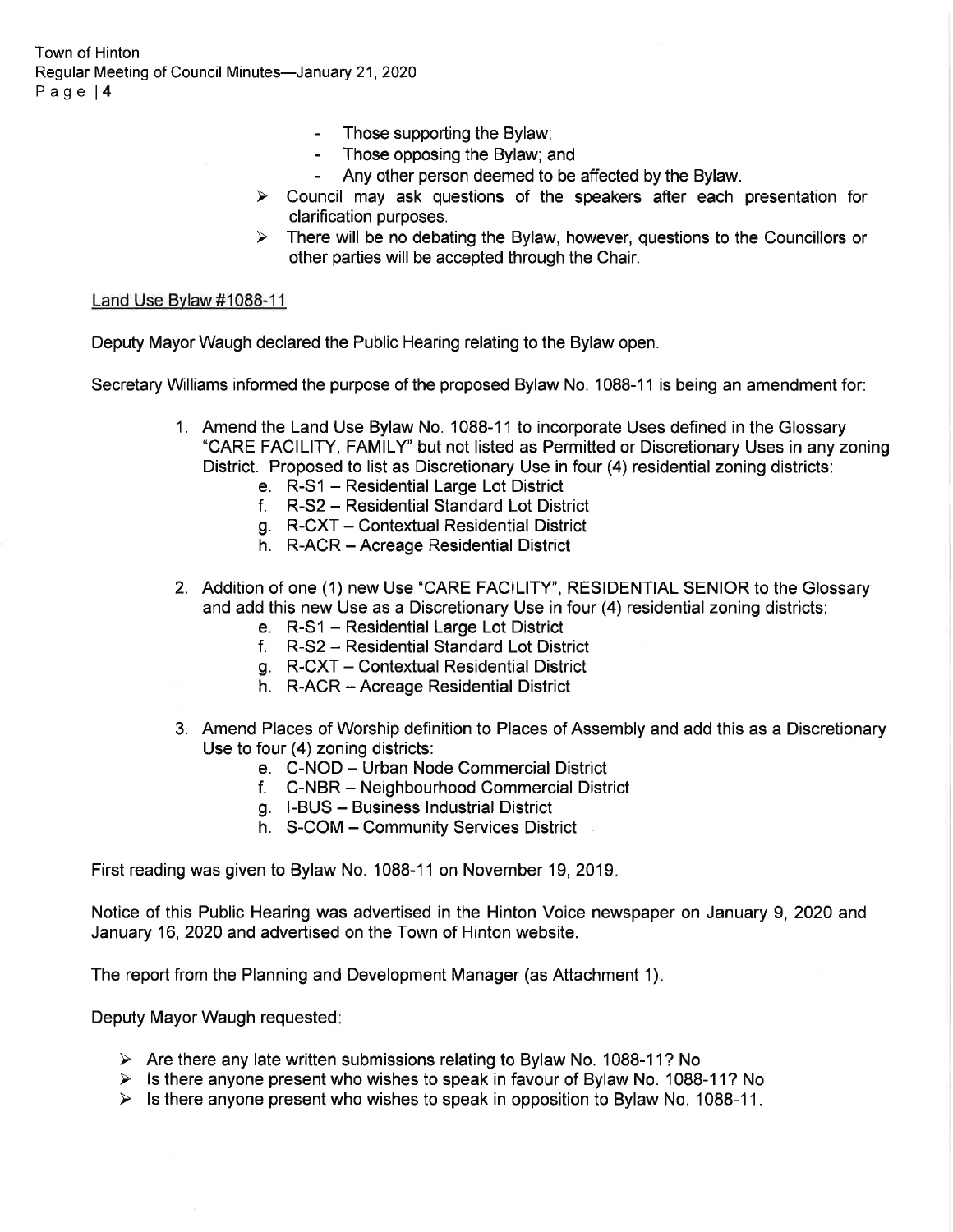- Those supporting the Bylaw;
- Those opposing the Bylaw; and
- Any other person deemed to be affected by the Bylaw.

➢ Council may ask questions of the speakers after each presentation for clarification purposes.

➢ There will be no debating the Bylaw, however, questions to the Councillors or other parties will be accepted through the Chair.

<u>Land Use Bylaw #1088-11</u>

Deputy Mayor Waugh declared the Public Hearing relating to the Bylaw open.

Secretary Williams informed the purpose of the proposed Bylaw No. 1088-11 is being an amendment for:

1. Amend the Land Use Bylaw No. 1088-11 to incorporate Uses defined in the Glossary "CARE FACILITY, FAMILY" but not listed as Permitted or Discretionary Uses in any zoning District. Proposed to list as Discretionary Use in four (4) residential zoning districts:
   e. R-S1 – Residential Large Lot District
   f. R-S2 – Residential Standard Lot District
   g. R-CXT – Contextual Residential District
   h. R-ACR – Acreage Residential District

2. Addition of one (1) new Use "CARE FACILITY", RESIDENTIAL SENIOR to the Glossary and add this new Use as a Discretionary Use in four (4) residential zoning districts:
   e. R-S1 – Residential Large Lot District
   f. R-S2 – Residential Standard Lot District
   g. R-CXT – Contextual Residential District
   h. R-ACR – Acreage Residential District

3. Amend Places of Worship definition to Places of Assembly and add this as a Discretionary Use to four (4) zoning districts:
   e. C-NOD – Urban Node Commercial District
   f. C-NBR – Neighbourhood Commercial District
   g. I-BUS – Business Industrial District
   h. S-COM – Community Services District

First reading was given to Bylaw No. 1088-11 on November 19, 2019.

Notice of this Public Hearing was advertised in the Hinton Voice newspaper on January 9, 2020 and January 16, 2020 and advertised on the Town of Hinton website.

The report from the Planning and Development Manager (as Attachment 1).

Deputy Mayor Waugh requested:

➢ Are there any late written submissions relating to Bylaw No. 1088-11? No
➢ Is there anyone present who wishes to speak in favour of Bylaw No. 1088-11? No
➢ Is there anyone present who wishes to speak in opposition to Bylaw No. 1088-11.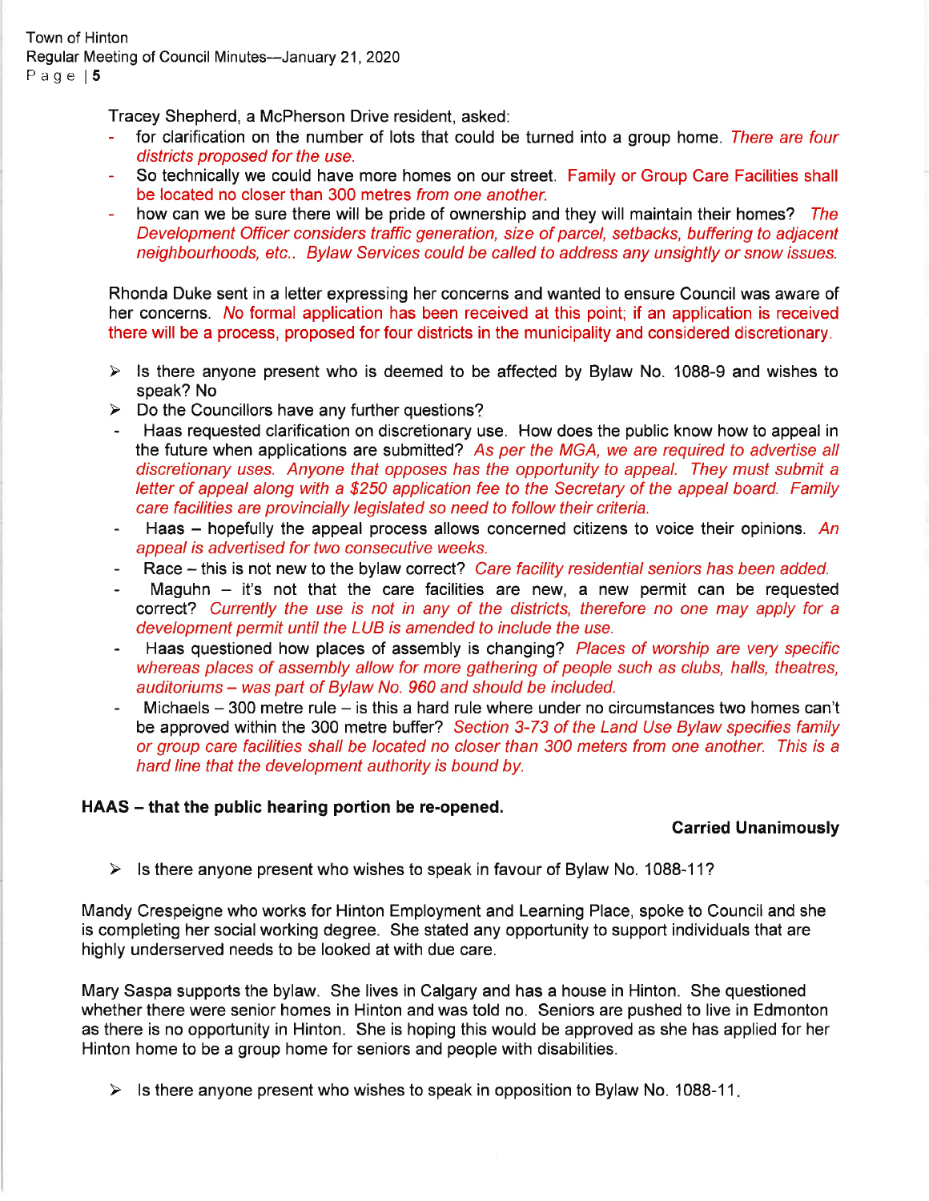Tracey Shepherd, a McPherson Drive resident, asked:

- for clarification on the number of lots that could be turned into a group home. *There are four districts proposed for the use.*
- So technically we could have more homes on our street. Family or Group Care Facilities shall be located no closer than 300 metres *from one another.*
- how can we be sure there will be pride of ownership and they will maintain their homes? *The Development Officer considers traffic generation, size of parcel, setbacks, buffering to adjacent neighbourhoods, etc.. Bylaw Services could be called to address any unsightly or snow issues.*

Rhonda Duke sent in a letter expressing her concerns and wanted to ensure Council was aware of her concerns. No formal application has been received at this point; if an application is received there will be a process, proposed for four districts in the municipality and considered discretionary.

- ➢ Is there anyone present who is deemed to be affected by Bylaw No. 1088-9 and wishes to speak? No
- ➢ Do the Councillors have any further questions?
- Haas requested clarification on discretionary use. How does the public know how to appeal in the future when applications are submitted? *As per the MGA, we are required to advertise all discretionary uses. Anyone that opposes has the opportunity to appeal. They must submit a letter of appeal along with a $250 application fee to the Secretary of the appeal board. Family care facilities are provincially legislated so need to follow their criteria.*
- Haas – hopefully the appeal process allows concerned citizens to voice their opinions. *An appeal is advertised for two consecutive weeks.*
- Race – this is not new to the bylaw correct? *Care facility residential seniors has been added.*
- Maguhn – it's not that the care facilities are new, a new permit can be requested correct? *Currently the use is not in any of the districts, therefore no one may apply for a development permit until the LUB is amended to include the use.*
- Haas questioned how places of assembly is changing? *Places of worship are very specific whereas places of assembly allow for more gathering of people such as clubs, halls, theatres, auditoriums – was part of Bylaw No. 960 and should be included.*
- Michaels – 300 metre rule – is this a hard rule where under no circumstances two homes can't be approved within the 300 metre buffer? *Section 3-73 of the Land Use Bylaw specifies family or group care facilities shall be located no closer than 300 meters from one another. This is a hard line that the development authority is bound by.*

**HAAS – that the public hearing portion be re-opened.**

**Carried Unanimously**

- ➢ Is there anyone present who wishes to speak in favour of Bylaw No. 1088-11?

Mandy Crespeigne who works for Hinton Employment and Learning Place, spoke to Council and she is completing her social working degree. She stated any opportunity to support individuals that are highly underserved needs to be looked at with due care.

Mary Saspa supports the bylaw. She lives in Calgary and has a house in Hinton. She questioned whether there were senior homes in Hinton and was told no. Seniors are pushed to live in Edmonton as there is no opportunity in Hinton. She is hoping this would be approved as she has applied for her Hinton home to be a group home for seniors and people with disabilities.

- ➢ Is there anyone present who wishes to speak in opposition to Bylaw No. 1088-11.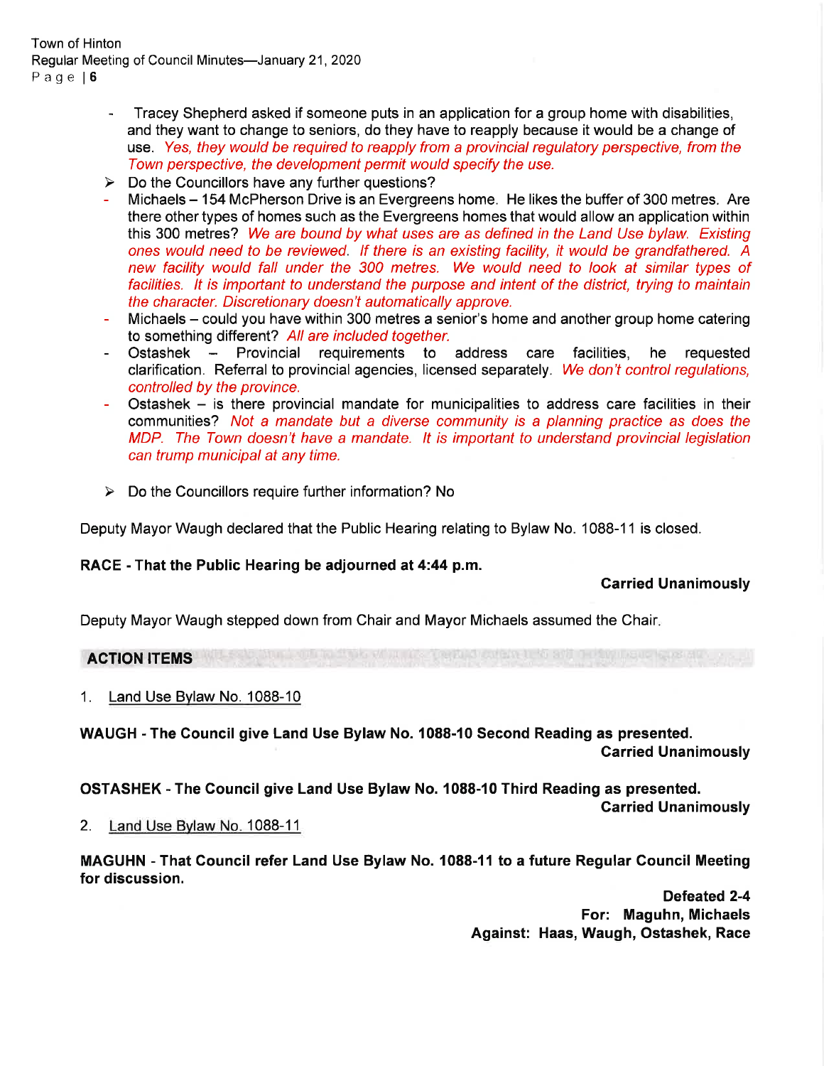- Tracey Shepherd asked if someone puts in an application for a group home with disabilities, and they want to change to seniors, do they have to reapply because it would be a change of use. *Yes, they would be required to reapply from a provincial regulatory perspective, from the Town perspective, the development permit would specify the use.*

➢ Do the Councillors have any further questions?

- Michaels – 154 McPherson Drive is an Evergreens home. He likes the buffer of 300 metres. Are there other types of homes such as the Evergreens homes that would allow an application within this 300 metres? *We are bound by what uses are as defined in the Land Use bylaw. Existing ones would need to be reviewed. If there is an existing facility, it would be grandfathered. A new facility would fall under the 300 metres. We would need to look at similar types of facilities. It is important to understand the purpose and intent of the district, trying to maintain the character. Discretionary doesn't automatically approve.*
- Michaels – could you have within 300 metres a senior's home and another group home catering to something different? *All are included together.*
- Ostashek – Provincial requirements to address care facilities, he requested clarification. Referral to provincial agencies, licensed separately. *We don't control regulations, controlled by the province.*
- Ostashek – is there provincial mandate for municipalities to address care facilities in their communities? *Not a mandate but a diverse community is a planning practice as does the MDP. The Town doesn't have a mandate. It is important to understand provincial legislation can trump municipal at any time.*

➢ Do the Councillors require further information? No

Deputy Mayor Waugh declared that the Public Hearing relating to Bylaw No. 1088-11 is closed.

**RACE - That the Public Hearing be adjourned at 4:44 p.m.**

**Carried Unanimously**

Deputy Mayor Waugh stepped down from Chair and Mayor Michaels assumed the Chair.

## ACTION ITEMS

1. Land Use Bylaw No. 1088-10

**WAUGH - The Council give Land Use Bylaw No. 1088-10 Second Reading as presented.**

**Carried Unanimously**

**OSTASHEK - The Council give Land Use Bylaw No. 1088-10 Third Reading as presented.**

**Carried Unanimously**

2. Land Use Bylaw No. 1088-11

**MAGUHN - That Council refer Land Use Bylaw No. 1088-11 to a future Regular Council Meeting for discussion.**

**Defeated 2-4**
**For: Maguhn, Michaels**
**Against: Haas, Waugh, Ostashek, Race**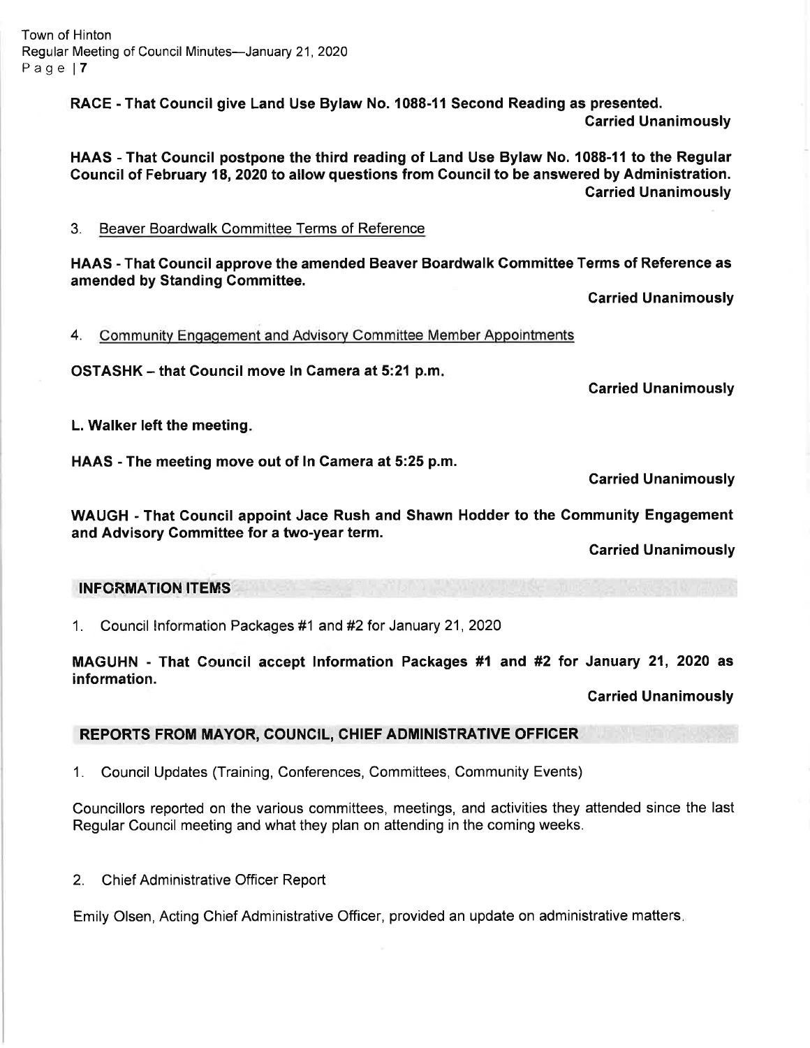**RACE - That Council give Land Use Bylaw No. 1088-11 Second Reading as presented.**
**Carried Unanimously**

**HAAS - That Council postpone the third reading of Land Use Bylaw No. 1088-11 to the Regular Council of February 18, 2020 to allow questions from Council to be answered by Administration.**
**Carried Unanimously**

3. Beaver Boardwalk Committee Terms of Reference

**HAAS - That Council approve the amended Beaver Boardwalk Committee Terms of Reference as amended by Standing Committee.**
**Carried Unanimously**

4. Community Engagement and Advisory Committee Member Appointments

**OSTASHK – that Council move In Camera at 5:21 p.m.**
**Carried Unanimously**

**L. Walker left the meeting.**

**HAAS - The meeting move out of In Camera at 5:25 p.m.**
**Carried Unanimously**

**WAUGH - That Council appoint Jace Rush and Shawn Hodder to the Community Engagement and Advisory Committee for a two-year term.**
**Carried Unanimously**

## INFORMATION ITEMS

1. Council Information Packages #1 and #2 for January 21, 2020

**MAGUHN - That Council accept Information Packages #1 and #2 for January 21, 2020 as information.**
**Carried Unanimously**

## REPORTS FROM MAYOR, COUNCIL, CHIEF ADMINISTRATIVE OFFICER

1. Council Updates (Training, Conferences, Committees, Community Events)

Councillors reported on the various committees, meetings, and activities they attended since the last Regular Council meeting and what they plan on attending in the coming weeks.

2. Chief Administrative Officer Report

Emily Olsen, Acting Chief Administrative Officer, provided an update on administrative matters.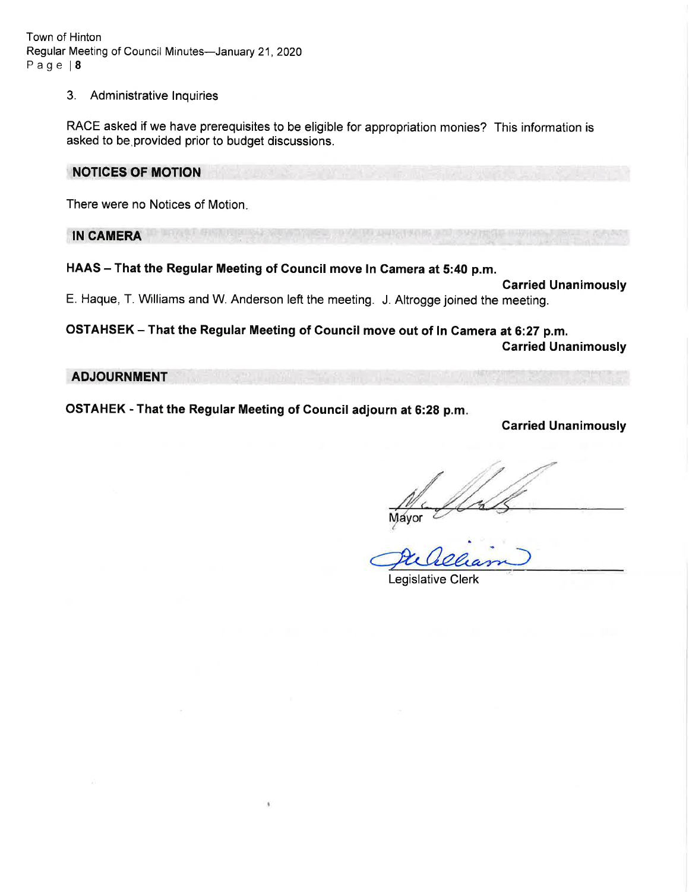3. Administrative Inquiries

RACE asked if we have prerequisites to be eligible for appropriation monies? This information is asked to be provided prior to budget discussions.

## NOTICES OF MOTION

There were no Notices of Motion.

## IN CAMERA

**HAAS – That the Regular Meeting of Council move In Camera at 5:40 p.m.**

**Carried Unanimously**

E. Haque, T. Williams and W. Anderson left the meeting. J. Altrogge joined the meeting.

**OSTAHSEK – That the Regular Meeting of Council move out of In Camera at 6:27 p.m.**

**Carried Unanimously**

## ADJOURNMENT

**OSTAHEK - That the Regular Meeting of Council adjourn at 6:28 p.m.**

**Carried Unanimously**

Mayor

Legislative Clerk